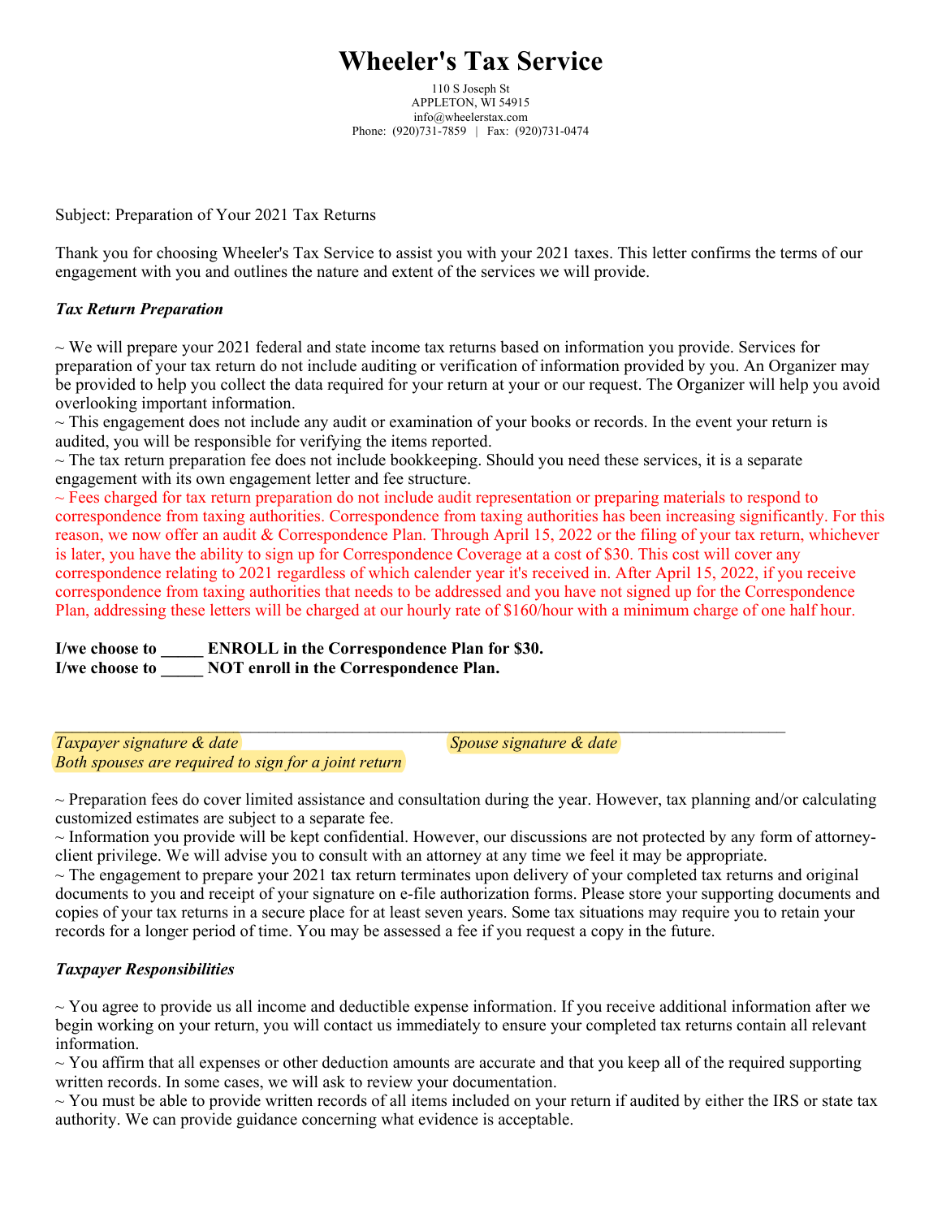# Wheeler's Tax Service

110 S Joseph St
APPLETON, WI 54915
info@wheelerstax.com
Phone: (920)731-7859 | Fax: (920)731-0474

Subject: Preparation of Your 2021 Tax Returns

Thank you for choosing Wheeler's Tax Service to assist you with your 2021 taxes. This letter confirms the terms of our engagement with you and outlines the nature and extent of the services we will provide.

***Tax Return Preparation***

~ We will prepare your 2021 federal and state income tax returns based on information you provide. Services for preparation of your tax return do not include auditing or verification of information provided by you. An Organizer may be provided to help you collect the data required for your return at your or our request. The Organizer will help you avoid overlooking important information.
~ This engagement does not include any audit or examination of your books or records. In the event your return is audited, you will be responsible for verifying the items reported.
~ The tax return preparation fee does not include bookkeeping. Should you need these services, it is a separate engagement with its own engagement letter and fee structure.
~ Fees charged for tax return preparation do not include audit representation or preparing materials to respond to correspondence from taxing authorities. Correspondence from taxing authorities has been increasing significantly. For this reason, we now offer an audit & Correspondence Plan. Through April 15, 2022 or the filing of your tax return, whichever is later, you have the ability to sign up for Correspondence Coverage at a cost of $30. This cost will cover any correspondence relating to 2021 regardless of which calender year it's received in. After April 15, 2022, if you receive correspondence from taxing authorities that needs to be addressed and you have not signed up for the Correspondence Plan, addressing these letters will be charged at our hourly rate of $160/hour with a minimum charge of one half hour.

**I/we choose to _____ ENROLL in the Correspondence Plan for $30.**
**I/we choose to _____ NOT enroll in the Correspondence Plan.**

_________________________________________________________________________

*Taxpayer signature & date* *Spouse signature & date*
*Both spouses are required to sign for a joint return*

~ Preparation fees do cover limited assistance and consultation during the year. However, tax planning and/or calculating customized estimates are subject to a separate fee.
~ Information you provide will be kept confidential. However, our discussions are not protected by any form of attorney-client privilege. We will advise you to consult with an attorney at any time we feel it may be appropriate.
~ The engagement to prepare your 2021 tax return terminates upon delivery of your completed tax returns and original documents to you and receipt of your signature on e-file authorization forms. Please store your supporting documents and copies of your tax returns in a secure place for at least seven years. Some tax situations may require you to retain your records for a longer period of time. You may be assessed a fee if you request a copy in the future.

***Taxpayer Responsibilities***

~ You agree to provide us all income and deductible expense information. If you receive additional information after we begin working on your return, you will contact us immediately to ensure your completed tax returns contain all relevant information.
~ You affirm that all expenses or other deduction amounts are accurate and that you keep all of the required supporting written records. In some cases, we will ask to review your documentation.
~ You must be able to provide written records of all items included on your return if audited by either the IRS or state tax authority. We can provide guidance concerning what evidence is acceptable.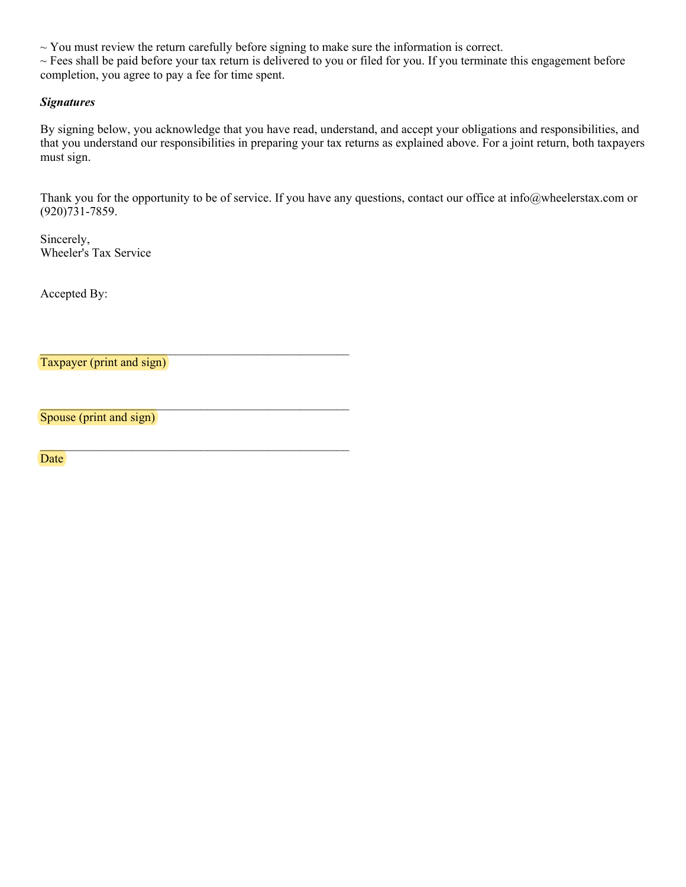~ You must review the return carefully before signing to make sure the information is correct.
~ Fees shall be paid before your tax return is delivered to you or filed for you. If you terminate this engagement before completion, you agree to pay a fee for time spent.

***Signatures***

By signing below, you acknowledge that you have read, understand, and accept your obligations and responsibilities, and that you understand our responsibilities in preparing your tax returns as explained above. For a joint return, both taxpayers must sign.

Thank you for the opportunity to be of service. If you have any questions, contact our office at info@wheelerstax.com or (920)731-7859.

Sincerely,
Wheeler's Tax Service

Accepted By:

_______________________________________________
Taxpayer (print and sign)

_______________________________________________
Spouse (print and sign)

_______________________________________________
Date